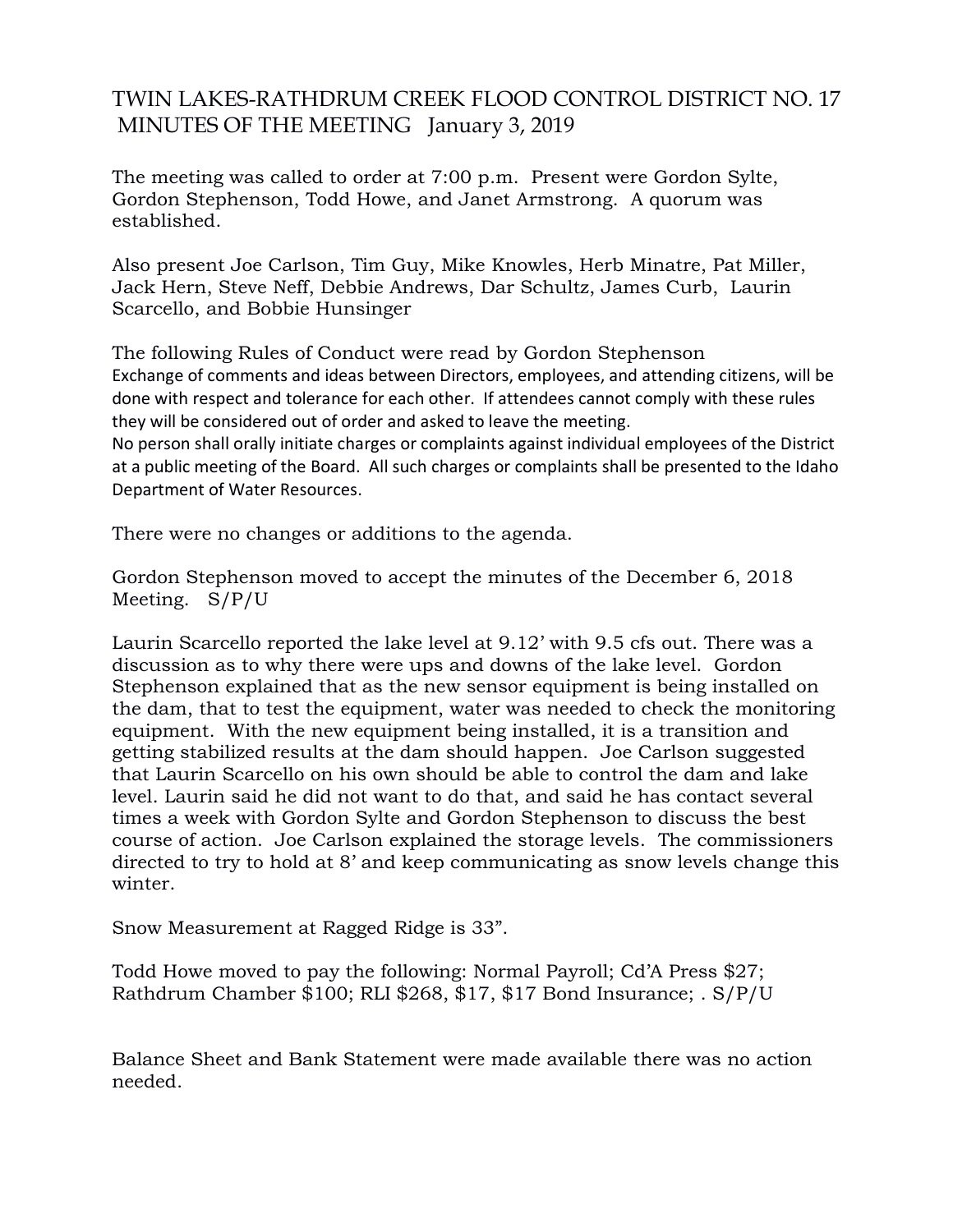# TWIN LAKES-RATHDRUM CREEK FLOOD CONTROL DISTRICT NO. 17
## MINUTES OF THE MEETING January 3, 2019

The meeting was called to order at 7:00 p.m. Present were Gordon Sylte, Gordon Stephenson, Todd Howe, and Janet Armstrong. A quorum was established.

Also present Joe Carlson, Tim Guy, Mike Knowles, Herb Minatre, Pat Miller, Jack Hern, Steve Neff, Debbie Andrews, Dar Schultz, James Curb, Laurin Scarcello, and Bobbie Hunsinger

The following Rules of Conduct were read by Gordon Stephenson
Exchange of comments and ideas between Directors, employees, and attending citizens, will be done with respect and tolerance for each other. If attendees cannot comply with these rules they will be considered out of order and asked to leave the meeting.
No person shall orally initiate charges or complaints against individual employees of the District at a public meeting of the Board. All such charges or complaints shall be presented to the Idaho Department of Water Resources.

There were no changes or additions to the agenda.

Gordon Stephenson moved to accept the minutes of the December 6, 2018 Meeting. S/P/U

Laurin Scarcello reported the lake level at 9.12' with 9.5 cfs out. There was a discussion as to why there were ups and downs of the lake level. Gordon Stephenson explained that as the new sensor equipment is being installed on the dam, that to test the equipment, water was needed to check the monitoring equipment. With the new equipment being installed, it is a transition and getting stabilized results at the dam should happen. Joe Carlson suggested that Laurin Scarcello on his own should be able to control the dam and lake level. Laurin said he did not want to do that, and said he has contact several times a week with Gordon Sylte and Gordon Stephenson to discuss the best course of action. Joe Carlson explained the storage levels. The commissioners directed to try to hold at 8' and keep communicating as snow levels change this winter.

Snow Measurement at Ragged Ridge is 33".

Todd Howe moved to pay the following: Normal Payroll; Cd'A Press $27; Rathdrum Chamber $100; RLI $268, $17, $17 Bond Insurance; . S/P/U

Balance Sheet and Bank Statement were made available there was no action needed.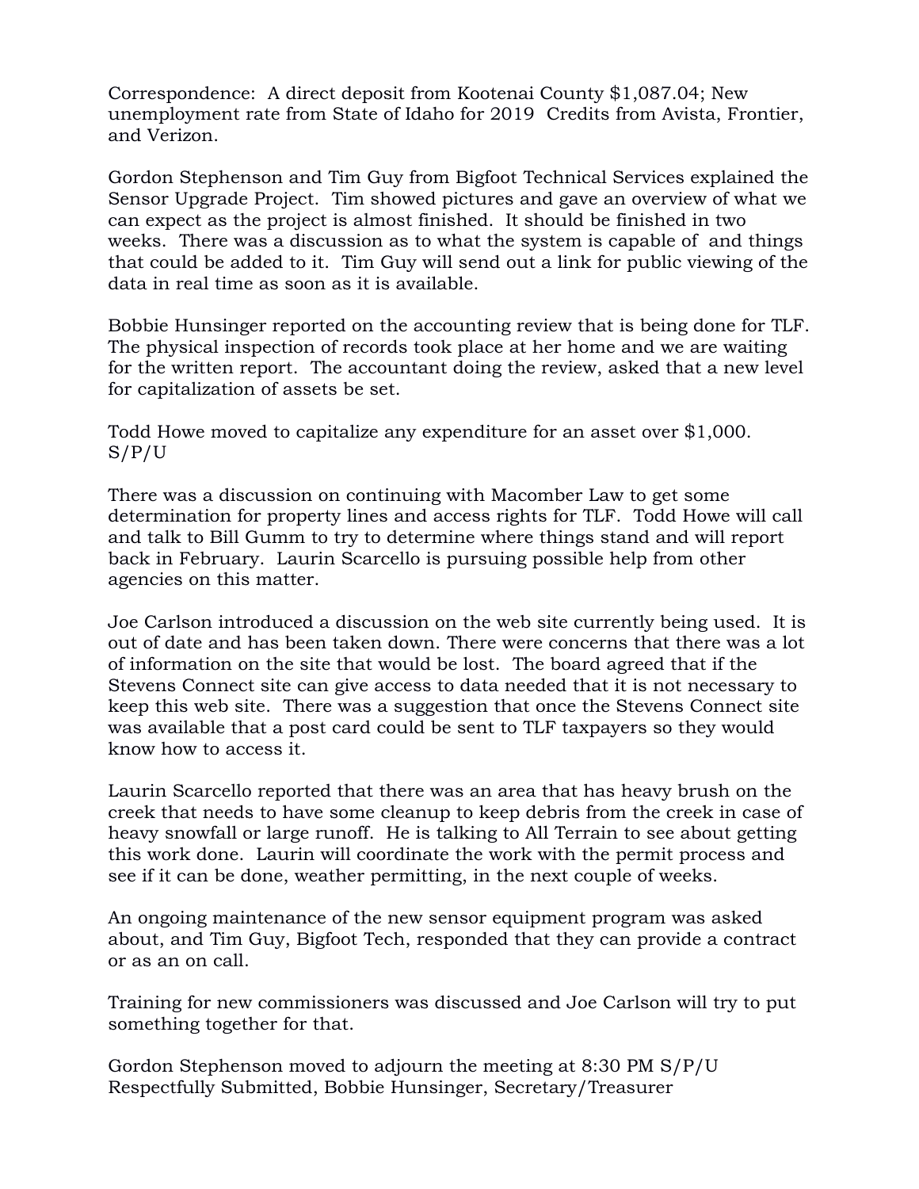Correspondence: A direct deposit from Kootenai County $1,087.04; New unemployment rate from State of Idaho for 2019 Credits from Avista, Frontier, and Verizon.

Gordon Stephenson and Tim Guy from Bigfoot Technical Services explained the Sensor Upgrade Project. Tim showed pictures and gave an overview of what we can expect as the project is almost finished. It should be finished in two weeks. There was a discussion as to what the system is capable of and things that could be added to it. Tim Guy will send out a link for public viewing of the data in real time as soon as it is available.

Bobbie Hunsinger reported on the accounting review that is being done for TLF. The physical inspection of records took place at her home and we are waiting for the written report. The accountant doing the review, asked that a new level for capitalization of assets be set.

Todd Howe moved to capitalize any expenditure for an asset over $1,000. S/P/U

There was a discussion on continuing with Macomber Law to get some determination for property lines and access rights for TLF. Todd Howe will call and talk to Bill Gumm to try to determine where things stand and will report back in February. Laurin Scarcello is pursuing possible help from other agencies on this matter.

Joe Carlson introduced a discussion on the web site currently being used. It is out of date and has been taken down. There were concerns that there was a lot of information on the site that would be lost. The board agreed that if the Stevens Connect site can give access to data needed that it is not necessary to keep this web site. There was a suggestion that once the Stevens Connect site was available that a post card could be sent to TLF taxpayers so they would know how to access it.

Laurin Scarcello reported that there was an area that has heavy brush on the creek that needs to have some cleanup to keep debris from the creek in case of heavy snowfall or large runoff. He is talking to All Terrain to see about getting this work done. Laurin will coordinate the work with the permit process and see if it can be done, weather permitting, in the next couple of weeks.

An ongoing maintenance of the new sensor equipment program was asked about, and Tim Guy, Bigfoot Tech, responded that they can provide a contract or as an on call.

Training for new commissioners was discussed and Joe Carlson will try to put something together for that.

Gordon Stephenson moved to adjourn the meeting at 8:30 PM S/P/U
Respectfully Submitted, Bobbie Hunsinger, Secretary/Treasurer